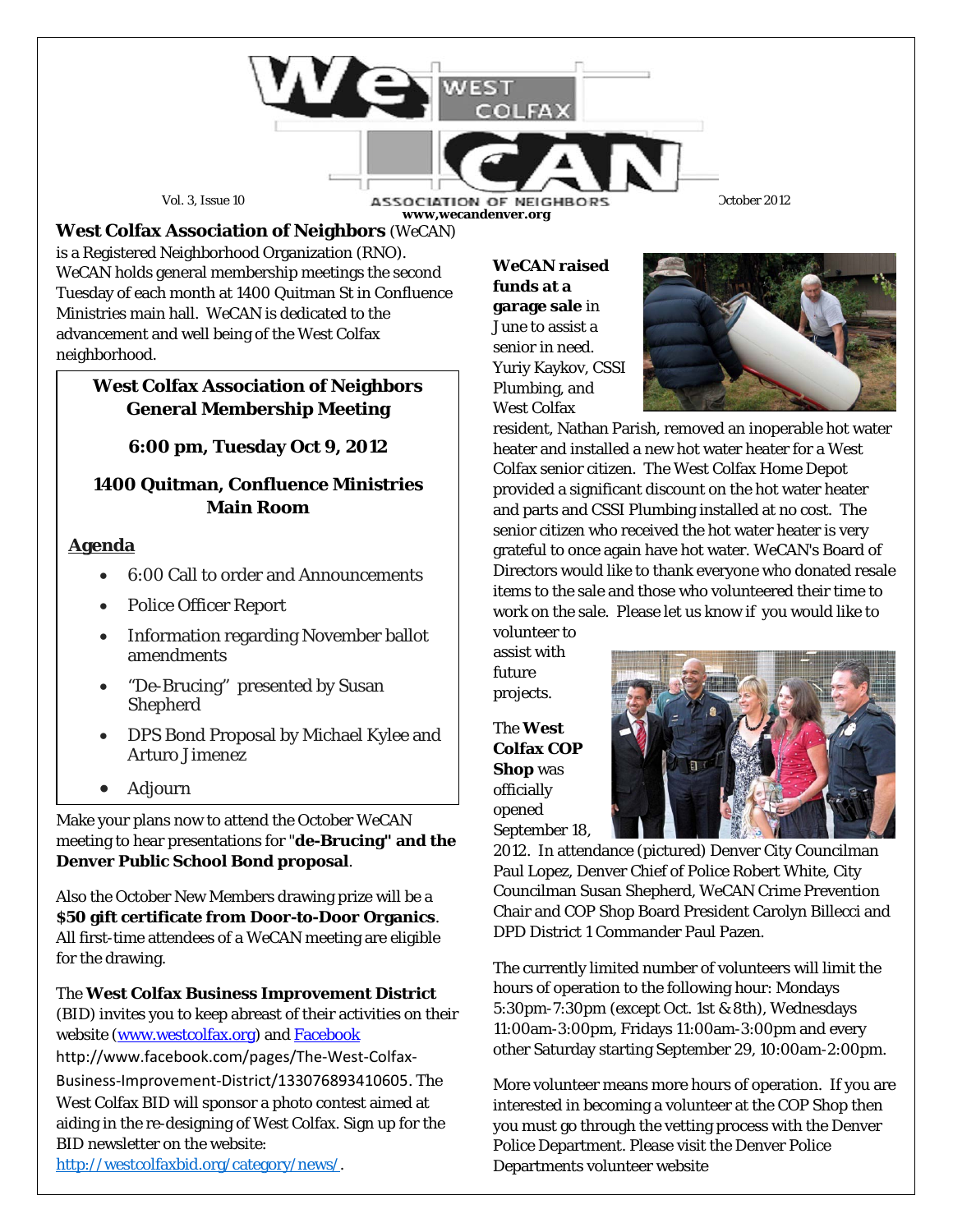# WeCAN West Colfax Association of Neighbors

Vol. 3, Issue 10 — October 2012

www,wecandenver.org

**West Colfax Association of Neighbors** (WeCAN) is a Registered Neighborhood Organization (RNO). WeCAN holds general membership meetings the second Tuesday of each month at 1400 Quitman St in Confluence Ministries main hall. WeCAN is dedicated to the advancement and well being of the West Colfax neighborhood.

## West Colfax Association of Neighbors General Membership Meeting

**6:00 pm, Tuesday Oct 9, 2012**

**1400 Quitman, Confluence Ministries Main Room**

**Agenda**

- 6:00 Call to order and Announcements
- Police Officer Report
- Information regarding November ballot amendments
- "De-Brucing" presented by Susan Shepherd
- DPS Bond Proposal by Michael Kylee and Arturo Jimenez
- Adjourn

Make your plans now to attend the October WeCAN meeting to hear presentations for **"de-Brucing" and the Denver Public School Bond proposal**.

Also the October New Members drawing prize will be a **$50 gift certificate from Door-to-Door Organics**. All first-time attendees of a WeCAN meeting are eligible for the drawing.

The **West Colfax Business Improvement District** (BID) invites you to keep abreast of their activities on their website (www.westcolfax.org) and Facebook http://www.facebook.com/pages/The-West-Colfax-Business-Improvement-District/133076893410605. The West Colfax BID will sponsor a photo contest aimed at aiding in the re-designing of West Colfax. Sign up for the BID newsletter on the website: http://westcolfaxbid.org/category/news/.

**WeCAN raised funds at a garage sale** in June to assist a senior in need. Yuriy Kaykov, CSSI Plumbing, and West Colfax resident, Nathan Parish, removed an inoperable hot water heater and installed a new hot water heater for a West Colfax senior citizen. The West Colfax Home Depot provided a significant discount on the hot water heater and parts and CSSI Plumbing installed at no cost. The senior citizen who received the hot water heater is very grateful to once again have hot water. WeCAN's Board of Directors would like to thank everyone who donated resale items to the sale and those who volunteered their time to work on the sale. Please let us know if you would like to volunteer to assist with future projects.

The **West Colfax COP Shop** was officially opened September 18, 2012. In attendance (pictured) Denver City Councilman Paul Lopez, Denver Chief of Police Robert White, City Councilman Susan Shepherd, WeCAN Crime Prevention Chair and COP Shop Board President Carolyn Billecci and DPD District 1 Commander Paul Pazen.

The currently limited number of volunteers will limit the hours of operation to the following hour: Mondays 5:30pm-7:30pm (except Oct. 1st & 8th), Wednesdays 11:00am-3:00pm, Fridays 11:00am-3:00pm and every other Saturday starting September 29, 10:00am-2:00pm.

More volunteer means more hours of operation. If you are interested in becoming a volunteer at the COP Shop then you must go through the vetting process with the Denver Police Department. Please visit the Denver Police Departments volunteer website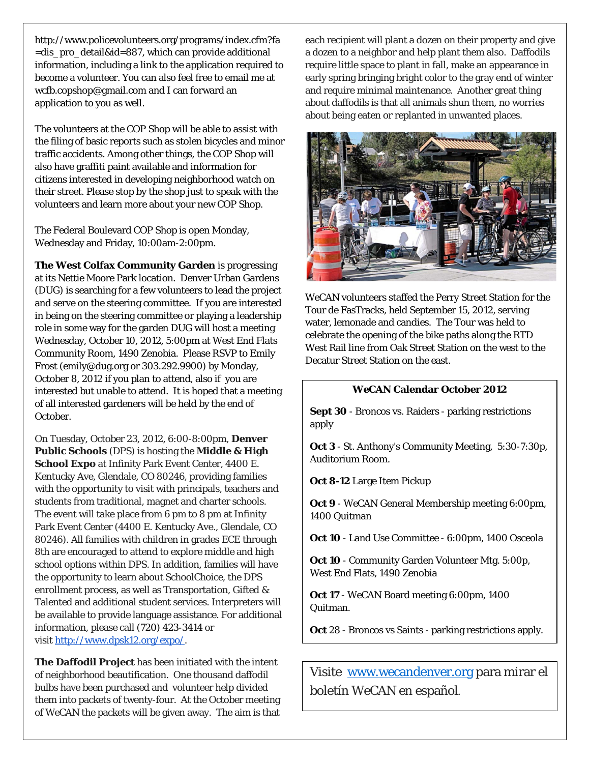http://www.policevolunteers.org/programs/index.cfm?fa=dis_pro_detail&id=887, which can provide additional information, including a link to the application required to become a volunteer. You can also feel free to email me at wcfb.copshop@gmail.com and I can forward an application to you as well.

The volunteers at the COP Shop will be able to assist with the filing of basic reports such as stolen bicycles and minor traffic accidents. Among other things, the COP Shop will also have graffiti paint available and information for citizens interested in developing neighborhood watch on their street. Please stop by the shop just to speak with the volunteers and learn more about your new COP Shop.

The Federal Boulevard COP Shop is open Monday, Wednesday and Friday, 10:00am-2:00pm.

**The West Colfax Community Garden** is progressing at its Nettie Moore Park location. Denver Urban Gardens (DUG) is searching for a few volunteers to lead the project and serve on the steering committee. If you are interested in being on the steering committee or playing a leadership role in some way for the garden DUG will host a meeting Wednesday, October 10, 2012, 5:00pm at West End Flats Community Room, 1490 Zenobia. Please RSVP to Emily Frost (emily@dug.org or 303.292.9900) by Monday, October 8, 2012 if you plan to attend, also if you are interested but unable to attend. It is hoped that a meeting of all interested gardeners will be held by the end of October.

On Tuesday, October 23, 2012, 6:00-8:00pm, **Denver Public Schools** (DPS) is hosting the **Middle & High School Expo** at Infinity Park Event Center, 4400 E. Kentucky Ave, Glendale, CO 80246, providing families with the opportunity to visit with principals, teachers and students from traditional, magnet and charter schools. The event will take place from 6 pm to 8 pm at Infinity Park Event Center (4400 E. Kentucky Ave., Glendale, CO 80246). All families with children in grades ECE through 8th are encouraged to attend to explore middle and high school options within DPS. In addition, families will have the opportunity to learn about SchoolChoice, the DPS enrollment process, as well as Transportation, Gifted & Talented and additional student services. Interpreters will be available to provide language assistance. For additional information, please call (720) 423-3414 or visit http://www.dpsk12.org/expo/.

**The Daffodil Project** has been initiated with the intent of neighborhood beautification. One thousand daffodil bulbs have been purchased and volunteer help divided them into packets of twenty-four. At the October meeting of WeCAN the packets will be given away. The aim is that each recipient will plant a dozen on their property and give a dozen to a neighbor and help plant them also. Daffodils require little space to plant in fall, make an appearance in early spring bringing bright color to the gray end of winter and require minimal maintenance. Another great thing about daffodils is that all animals shun them, no worries about being eaten or replanted in unwanted places.

WeCAN volunteers staffed the Perry Street Station for the Tour de FasTracks, held September 15, 2012, serving water, lemonade and candies. The Tour was held to celebrate the opening of the bike paths along the RTD West Rail line from Oak Street Station on the west to the Decatur Street Station on the east.

### WeCAN Calendar October 2012

**Sept 30** - Broncos vs. Raiders - parking restrictions apply

**Oct 3** - St. Anthony's Community Meeting, 5:30-7:30p, Auditorium Room.

**Oct 8-12** Large Item Pickup

**Oct 9** - WeCAN General Membership meeting 6:00pm, 1400 Quitman

**Oct 10** - Land Use Committee - 6:00pm, 1400 Osceola

**Oct 10** - Community Garden Volunteer Mtg. 5:00p, West End Flats, 1490 Zenobia

**Oct 17** - WeCAN Board meeting 6:00pm, 1400 Quitman.

**Oct** 28 - Broncos vs Saints - parking restrictions apply.

Visite www.wecandenver.org para mirar el boletín WeCAN en español.